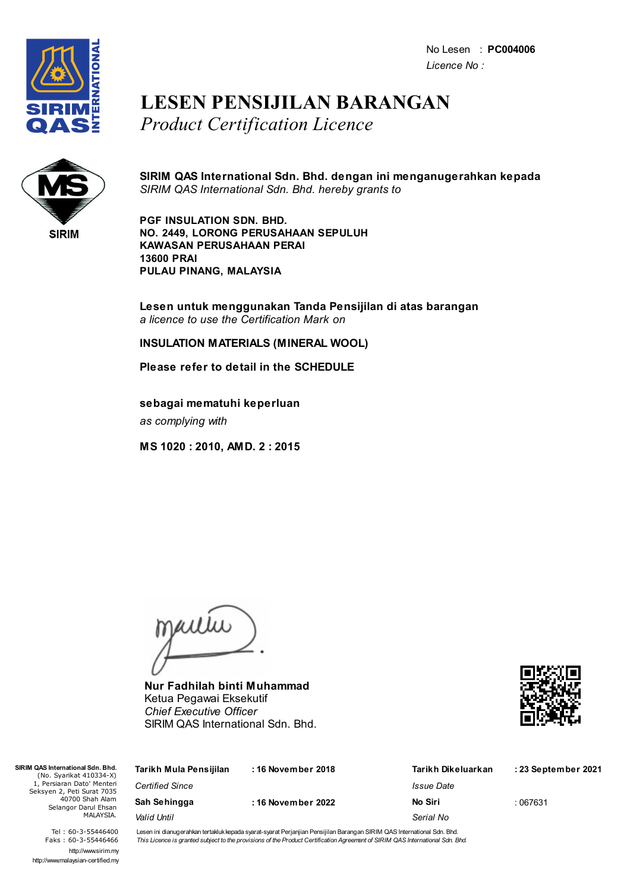No Lesen : **PC004006**
*Licence No :*

# LESEN PENSIJILAN BARANGAN
*Product Certification Licence*

SIRIM

**SIRIM QAS International Sdn. Bhd. dengan ini menganugerahkan kepada**
*SIRIM QAS International Sdn. Bhd. hereby grants to*

**PGF INSULATION SDN. BHD.**
**NO. 2449, LORONG PERUSAHAAN SEPULUH**
**KAWASAN PERUSAHAAN PERAI**
**13600 PRAI**
**PULAU PINANG, MALAYSIA**

**Lesen untuk menggunakan Tanda Pensijilan di atas barangan**
*a licence to use the Certification Mark on*

**INSULATION MATERIALS (MINERAL WOOL)**

**Please refer to detail in the SCHEDULE**

**sebagai mematuhi keperluan**
*as complying with*

**MS 1020 : 2010, AMD. 2 : 2015**

**Nur Fadhilah binti Muhammad**
Ketua Pegawai Eksekutif
*Chief Executive Officer*
SIRIM QAS International Sdn. Bhd.

**SIRIM QAS International Sdn. Bhd.**
(No. Syarikat 410334-X)
1, Persiaran Dato' Menteri
Seksyen 2, Peti Surat 7035
40700 Shah Alam
Selangor Darul Ehsan
MALAYSIA.

Tel : 60-3-55446400
Faks : 60-3-55446466
http://www.sirim.my
http://www.malaysian-certified.my

| | | | |
|---|---|---|---|
| **Tarikh Mula Pensijilan** *Certified Since* | **: 16 November 2018** | **Tarikh Dikeluarkan** *Issue Date* | **: 23 September 2021** |
| **Sah Sehingga** *Valid Until* | **: 16 November 2022** | **No Siri** *Serial No* | : 067631 |

Lesen ini dianugerahkan tertakluk kepada syarat-syarat Perjanjian Pensijilan Barangan SIRIM QAS International Sdn. Bhd.
*This Licence is granted subject to the provisions of the Product Certification Agreement of SIRIM QAS International Sdn. Bhd.*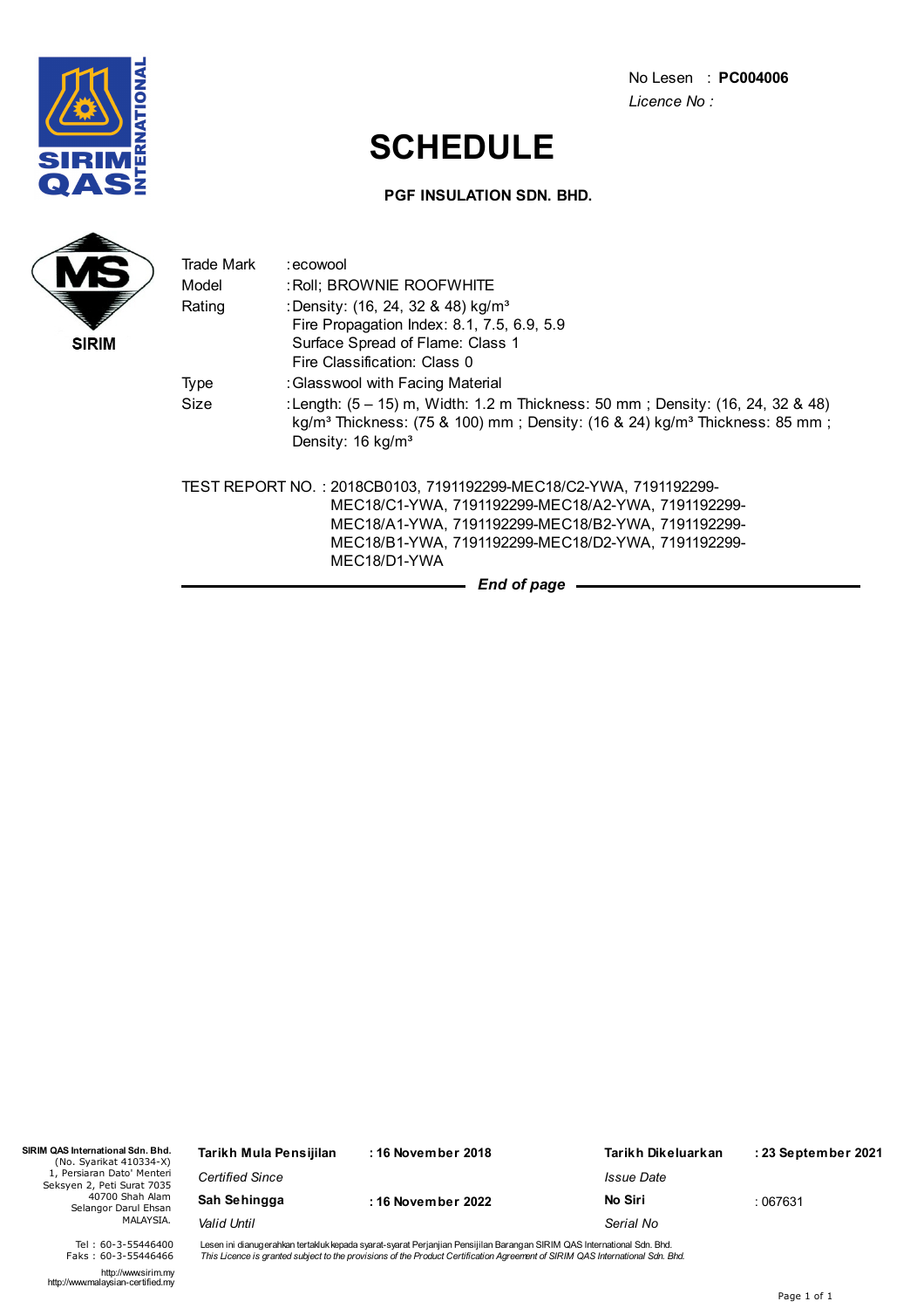No Lesen : **PC004006**
*Licence No :*

# SCHEDULE

**PGF INSULATION SDN. BHD.**

SIRIM

| | |
|---|---|
| Trade Mark | : ecowool |
| Model | : Roll; BROWNIE ROOFWHITE |
| Rating | : Density: (16, 24, 32 & 48) kg/m³<br>Fire Propagation Index: 8.1, 7.5, 6.9, 5.9<br>Surface Spread of Flame: Class 1<br>Fire Classification: Class 0 |
| Type | : Glasswool with Facing Material |
| Size | : Length: (5 – 15) m, Width: 1.2 m Thickness: 50 mm ; Density: (16, 24, 32 & 48) kg/m³ Thickness: (75 & 100) mm ; Density: (16 & 24) kg/m³ Thickness: 85 mm ; Density: 16 kg/m³ |

TEST REPORT NO. : 2018CB0103, 7191192299-MEC18/C2-YWA, 7191192299-MEC18/C1-YWA, 7191192299-MEC18/A2-YWA, 7191192299-MEC18/A1-YWA, 7191192299-MEC18/B2-YWA, 7191192299-MEC18/B1-YWA, 7191192299-MEC18/D2-YWA, 7191192299-MEC18/D1-YWA

***End of page***

**SIRIM QAS International Sdn. Bhd.**
(No. Syarikat 410334-X)
1, Persiaran Dato' Menteri
Seksyen 2, Peti Surat 7035
40700 Shah Alam
Selangor Darul Ehsan
MALAYSIA.

Tel : 60-3-55446400
Faks : 60-3-55446466

http://www.sirim.my
http://www.malaysian-certified.my

| | | | |
|---|---|---|---|
| **Tarikh Mula Pensijilan**<br>*Certified Since* | **: 16 November 2018** | **Tarikh Dikeluarkan**<br>*Issue Date* | **: 23 September 2021** |
| **Sah Sehingga**<br>*Valid Until* | **: 16 November 2022** | **No Siri**<br>*Serial No* | : 067631 |

Lesen ini dianugerahkan tertakluk kepada syarat-syarat Perjanjian Pensijilan Barangan SIRIM QAS International Sdn. Bhd.
*This Licence is granted subject to the provisions of the Product Certification Agreement of SIRIM QAS International Sdn. Bhd.*